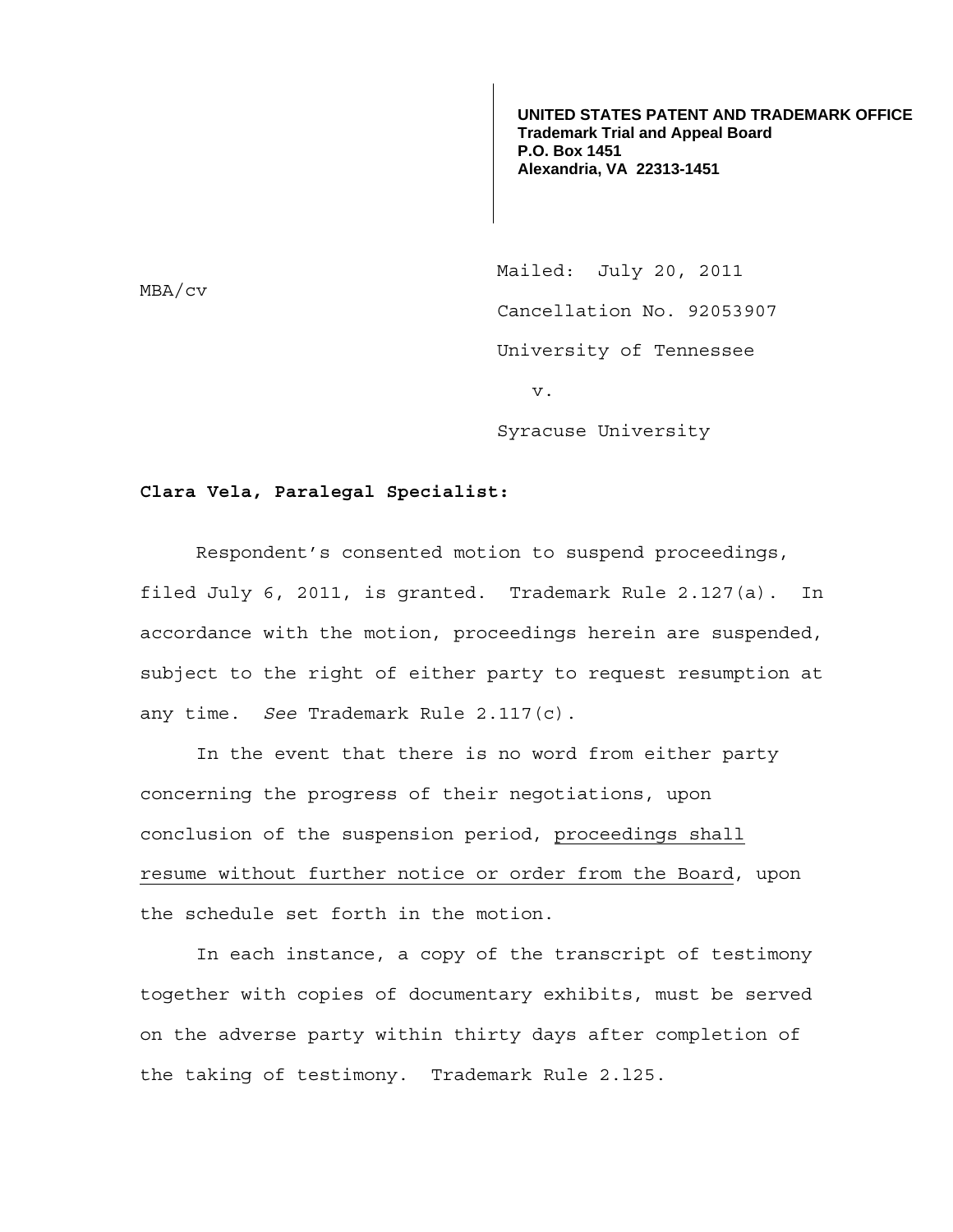**UNITED STATES PATENT AND TRADEMARK OFFICE**
**Trademark Trial and Appeal Board**
**P.O. Box 1451**
**Alexandria, VA 22313-1451**

MBA/cv

Mailed: July 20, 2011

Cancellation No. 92053907

University of Tennessee

v.

Syracuse University

**Clara Vela, Paralegal Specialist:**

Respondent's consented motion to suspend proceedings, filed July 6, 2011, is granted. Trademark Rule 2.127(a). In accordance with the motion, proceedings herein are suspended, subject to the right of either party to request resumption at any time. *See* Trademark Rule 2.117(c).

In the event that there is no word from either party concerning the progress of their negotiations, upon conclusion of the suspension period, <u>proceedings shall resume without further notice or order from the Board</u>, upon the schedule set forth in the motion.

In each instance, a copy of the transcript of testimony together with copies of documentary exhibits, must be served on the adverse party within thirty days after completion of the taking of testimony. Trademark Rule 2.l25.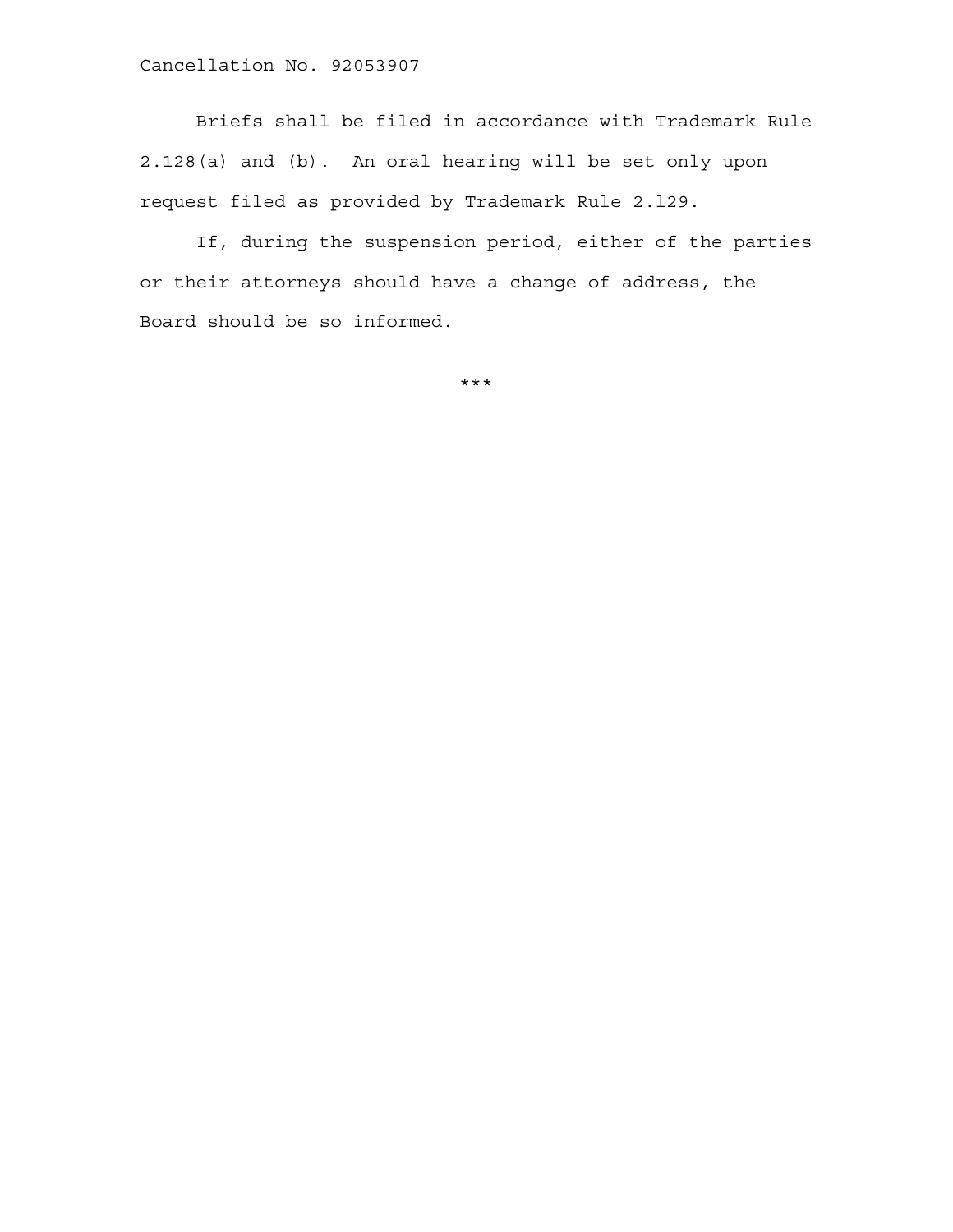Briefs shall be filed in accordance with Trademark Rule 2.128(a) and (b). An oral hearing will be set only upon request filed as provided by Trademark Rule 2.l29.

If, during the suspension period, either of the parties or their attorneys should have a change of address, the Board should be so informed.

***